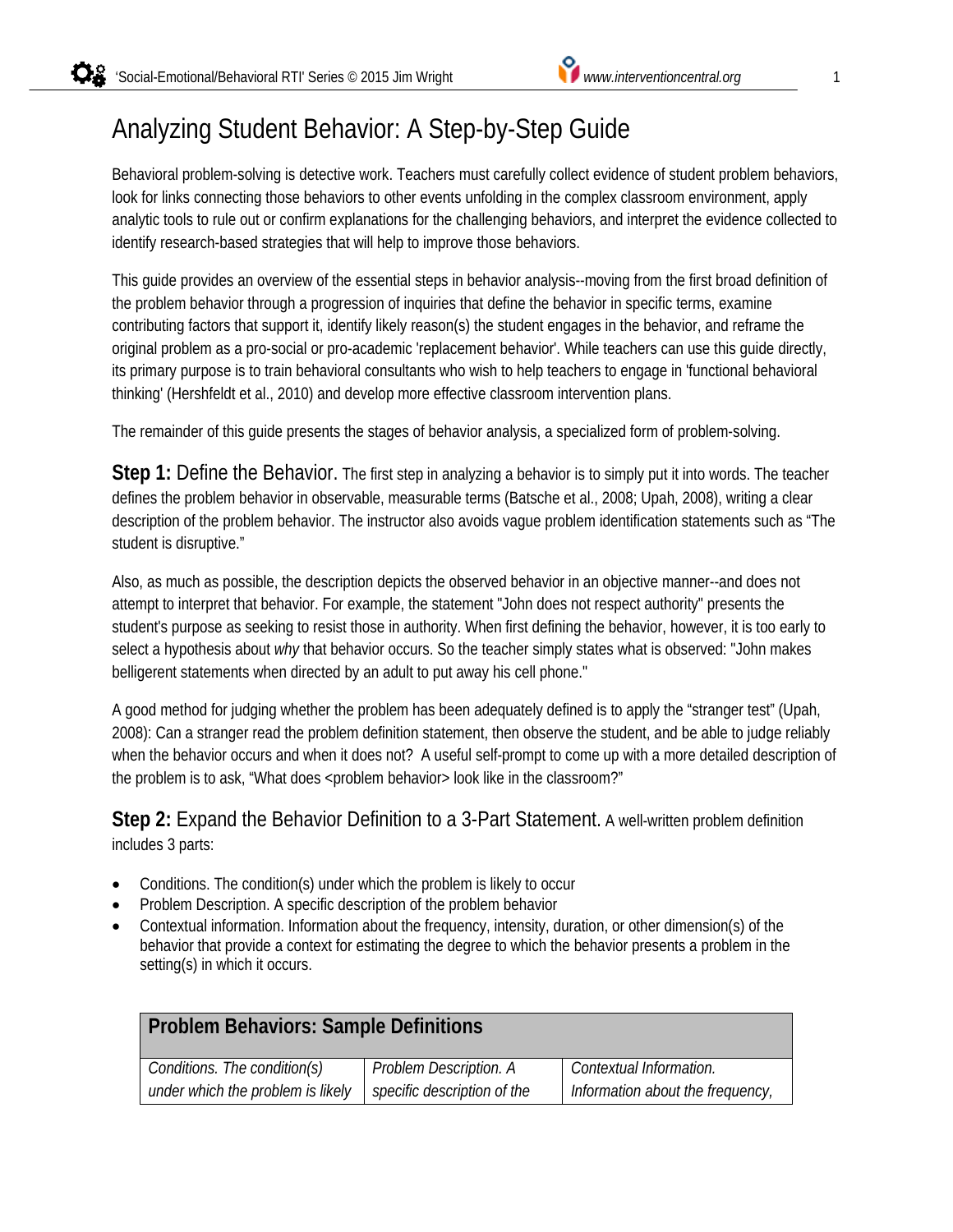# Analyzing Student Behavior: A Step-by-Step Guide

Behavioral problem-solving is detective work. Teachers must carefully collect evidence of student problem behaviors, look for links connecting those behaviors to other events unfolding in the complex classroom environment, apply analytic tools to rule out or confirm explanations for the challenging behaviors, and interpret the evidence collected to identify research-based strategies that will help to improve those behaviors.

This guide provides an overview of the essential steps in behavior analysis--moving from the first broad definition of the problem behavior through a progression of inquiries that define the behavior in specific terms, examine contributing factors that support it, identify likely reason(s) the student engages in the behavior, and reframe the original problem as a pro-social or pro-academic 'replacement behavior'. While teachers can use this guide directly, its primary purpose is to train behavioral consultants who wish to help teachers to engage in 'functional behavioral thinking' (Hershfeldt et al., 2010) and develop more effective classroom intervention plans.

The remainder of this guide presents the stages of behavior analysis, a specialized form of problem-solving.

**Step 1:** Define the Behavior. The first step in analyzing a behavior is to simply put it into words. The teacher defines the problem behavior in observable, measurable terms (Batsche et al., 2008; Upah, 2008), writing a clear description of the problem behavior. The instructor also avoids vague problem identification statements such as "The student is disruptive."

Also, as much as possible, the description depicts the observed behavior in an objective manner--and does not attempt to interpret that behavior. For example, the statement "John does not respect authority" presents the student's purpose as seeking to resist those in authority. When first defining the behavior, however, it is too early to select a hypothesis about *why* that behavior occurs. So the teacher simply states what is observed: "John makes belligerent statements when directed by an adult to put away his cell phone."

A good method for judging whether the problem has been adequately defined is to apply the "stranger test" (Upah, 2008): Can a stranger read the problem definition statement, then observe the student, and be able to judge reliably when the behavior occurs and when it does not? A useful self-prompt to come up with a more detailed description of the problem is to ask, "What does <problem behavior> look like in the classroom?"

**Step 2:** Expand the Behavior Definition to a 3-Part Statement. A well-written problem definition includes 3 parts:

- Conditions. The condition(s) under which the problem is likely to occur
- Problem Description. A specific description of the problem behavior
- Contextual information. Information about the frequency, intensity, duration, or other dimension(s) of the behavior that provide a context for estimating the degree to which the behavior presents a problem in the setting(s) in which it occurs.

| **Problem Behaviors: Sample Definitions** | | |
|---|---|---|
| *Conditions. The condition(s) under which the problem is likely* | *Problem Description. A specific description of the* | *Contextual Information. Information about the frequency,* |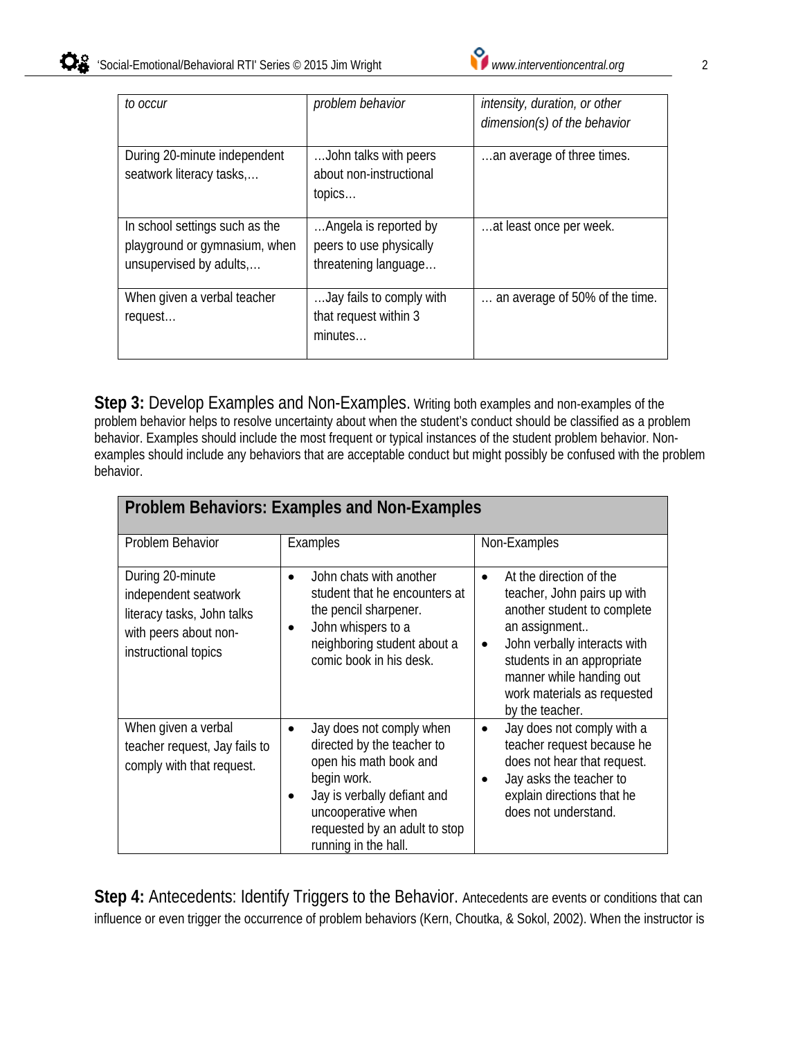| *to occur* | *problem behavior* | *intensity, duration, or other dimension(s) of the behavior* |
|---|---|---|
| During 20-minute independent seatwork literacy tasks,… | …John talks with peers about non-instructional topics… | …an average of three times. |
| In school settings such as the playground or gymnasium, when unsupervised by adults,… | …Angela is reported by peers to use physically threatening language… | …at least once per week. |
| When given a verbal teacher request… | …Jay fails to comply with that request within 3 minutes… | … an average of 50% of the time. |

**Step 3:** Develop Examples and Non-Examples. Writing both examples and non-examples of the problem behavior helps to resolve uncertainty about when the student's conduct should be classified as a problem behavior. Examples should include the most frequent or typical instances of the student problem behavior. Non-examples should include any behaviors that are acceptable conduct but might possibly be confused with the problem behavior.

| **Problem Behaviors: Examples and Non-Examples** | | |
|---|---|---|
| Problem Behavior | Examples | Non-Examples |
| During 20-minute independent seatwork literacy tasks, John talks with peers about non-instructional topics | • John chats with another student that he encounters at the pencil sharpener.<br>• John whispers to a neighboring student about a comic book in his desk. | • At the direction of the teacher, John pairs up with another student to complete an assignment..<br>• John verbally interacts with students in an appropriate manner while handing out work materials as requested by the teacher. |
| When given a verbal teacher request, Jay fails to comply with that request. | • Jay does not comply when directed by the teacher to open his math book and begin work.<br>• Jay is verbally defiant and uncooperative when requested by an adult to stop running in the hall. | • Jay does not comply with a teacher request because he does not hear that request.<br>• Jay asks the teacher to explain directions that he does not understand. |

**Step 4:** Antecedents: Identify Triggers to the Behavior. Antecedents are events or conditions that can influence or even trigger the occurrence of problem behaviors (Kern, Choutka, & Sokol, 2002). When the instructor is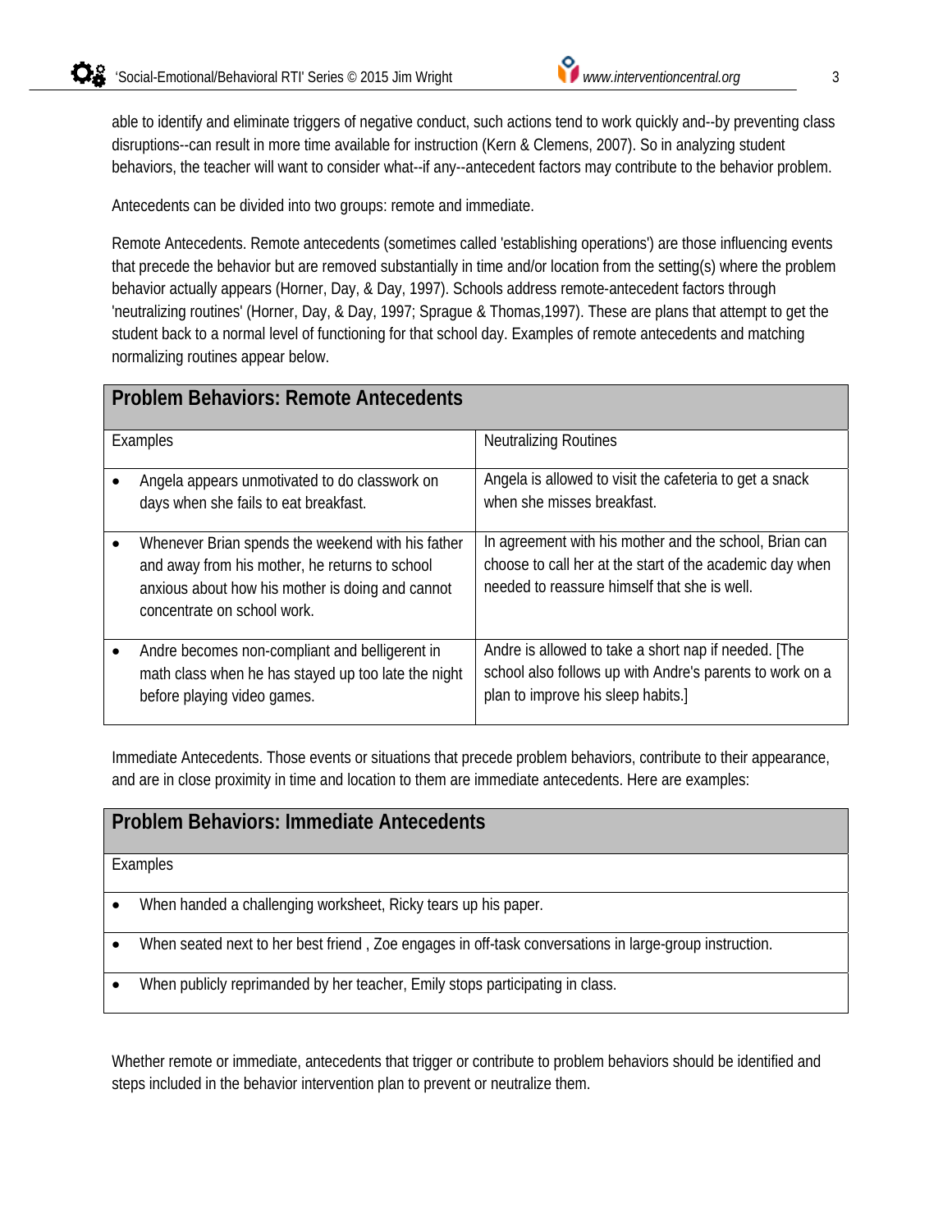able to identify and eliminate triggers of negative conduct, such actions tend to work quickly and--by preventing class disruptions--can result in more time available for instruction (Kern & Clemens, 2007). So in analyzing student behaviors, the teacher will want to consider what--if any--antecedent factors may contribute to the behavior problem.

Antecedents can be divided into two groups: remote and immediate.

Remote Antecedents. Remote antecedents (sometimes called 'establishing operations') are those influencing events that precede the behavior but are removed substantially in time and/or location from the setting(s) where the problem behavior actually appears (Horner, Day, & Day, 1997). Schools address remote-antecedent factors through 'neutralizing routines' (Horner, Day, & Day, 1997; Sprague & Thomas,1997). These are plans that attempt to get the student back to a normal level of functioning for that school day. Examples of remote antecedents and matching normalizing routines appear below.

| **Problem Behaviors: Remote Antecedents** | |
|---|---|
| Examples | Neutralizing Routines |
| • Angela appears unmotivated to do classwork on days when she fails to eat breakfast. | Angela is allowed to visit the cafeteria to get a snack when she misses breakfast. |
| • Whenever Brian spends the weekend with his father and away from his mother, he returns to school anxious about how his mother is doing and cannot concentrate on school work. | In agreement with his mother and the school, Brian can choose to call her at the start of the academic day when needed to reassure himself that she is well. |
| • Andre becomes non-compliant and belligerent in math class when he has stayed up too late the night before playing video games. | Andre is allowed to take a short nap if needed. [The school also follows up with Andre's parents to work on a plan to improve his sleep habits.] |

Immediate Antecedents. Those events or situations that precede problem behaviors, contribute to their appearance, and are in close proximity in time and location to them are immediate antecedents. Here are examples:

| **Problem Behaviors: Immediate Antecedents** |
|---|
| Examples |
| • When handed a challenging worksheet, Ricky tears up his paper. |
| • When seated next to her best friend , Zoe engages in off-task conversations in large-group instruction. |
| • When publicly reprimanded by her teacher, Emily stops participating in class. |

Whether remote or immediate, antecedents that trigger or contribute to problem behaviors should be identified and steps included in the behavior intervention plan to prevent or neutralize them.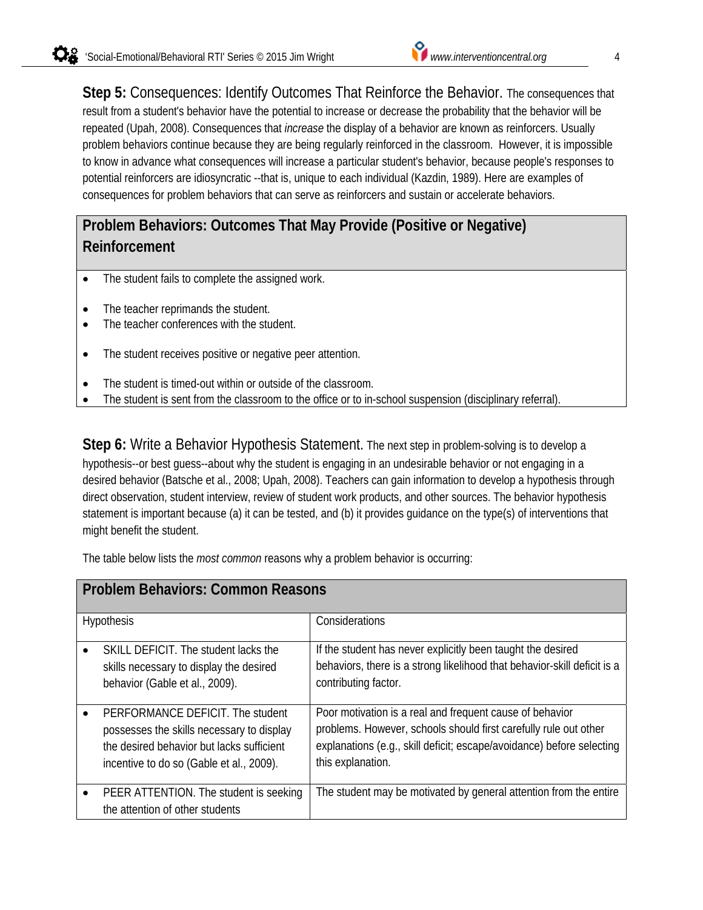**Step 5:** Consequences: Identify Outcomes That Reinforce the Behavior. The consequences that result from a student's behavior have the potential to increase or decrease the probability that the behavior will be repeated (Upah, 2008). Consequences that *increase* the display of a behavior are known as reinforcers. Usually problem behaviors continue because they are being regularly reinforced in the classroom. However, it is impossible to know in advance what consequences will increase a particular student's behavior, because people's responses to potential reinforcers are idiosyncratic --that is, unique to each individual (Kazdin, 1989). Here are examples of consequences for problem behaviors that can serve as reinforcers and sustain or accelerate behaviors.

| **Problem Behaviors: Outcomes That May Provide (Positive or Negative) Reinforcement** |
|---|
| • The student fails to complete the assigned work.<br><br>• The teacher reprimands the student.<br>• The teacher conferences with the student.<br><br>• The student receives positive or negative peer attention.<br><br>• The student is timed-out within or outside of the classroom.<br>• The student is sent from the classroom to the office or to in-school suspension (disciplinary referral). |

**Step 6:** Write a Behavior Hypothesis Statement. The next step in problem-solving is to develop a hypothesis--or best guess--about why the student is engaging in an undesirable behavior or not engaging in a desired behavior (Batsche et al., 2008; Upah, 2008). Teachers can gain information to develop a hypothesis through direct observation, student interview, review of student work products, and other sources. The behavior hypothesis statement is important because (a) it can be tested, and (b) it provides guidance on the type(s) of interventions that might benefit the student.

The table below lists the *most common* reasons why a problem behavior is occurring:

| **Problem Behaviors: Common Reasons** | |
|---|---|
| Hypothesis | Considerations |
| • SKILL DEFICIT. The student lacks the skills necessary to display the desired behavior (Gable et al., 2009). | If the student has never explicitly been taught the desired behaviors, there is a strong likelihood that behavior-skill deficit is a contributing factor. |
| • PERFORMANCE DEFICIT. The student possesses the skills necessary to display the desired behavior but lacks sufficient incentive to do so (Gable et al., 2009). | Poor motivation is a real and frequent cause of behavior problems. However, schools should first carefully rule out other explanations (e.g., skill deficit; escape/avoidance) before selecting this explanation. |
| • PEER ATTENTION. The student is seeking the attention of other students | The student may be motivated by general attention from the entire |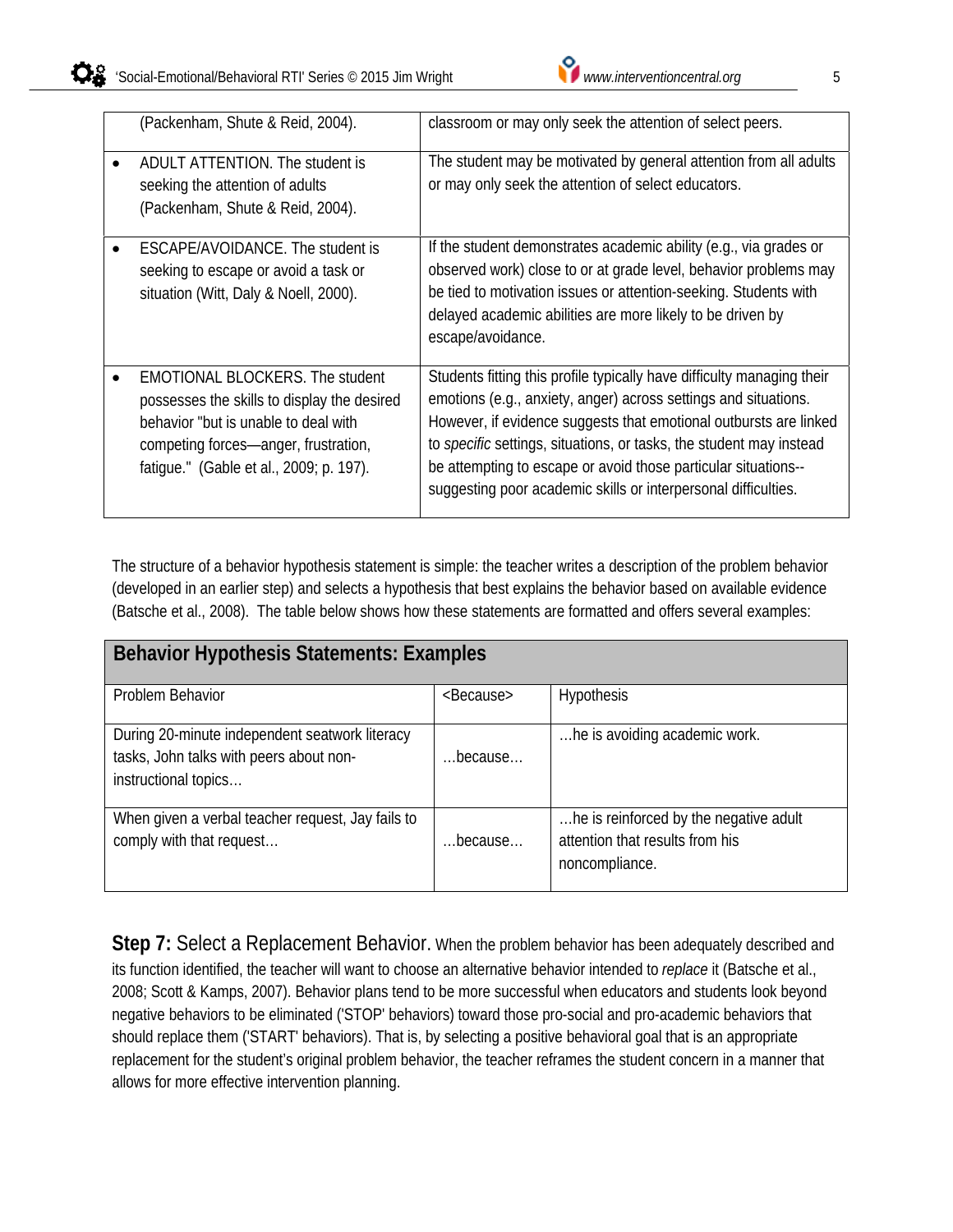| | |
|---|---|
| (Packenham, Shute & Reid, 2004). | classroom or may only seek the attention of select peers. |
| • ADULT ATTENTION. The student is seeking the attention of adults (Packenham, Shute & Reid, 2004). | The student may be motivated by general attention from all adults or may only seek the attention of select educators. |
| • ESCAPE/AVOIDANCE. The student is seeking to escape or avoid a task or situation (Witt, Daly & Noell, 2000). | If the student demonstrates academic ability (e.g., via grades or observed work) close to or at grade level, behavior problems may be tied to motivation issues or attention-seeking. Students with delayed academic abilities are more likely to be driven by escape/avoidance. |
| • EMOTIONAL BLOCKERS. The student possesses the skills to display the desired behavior "but is unable to deal with competing forces—anger, frustration, fatigue." (Gable et al., 2009; p. 197). | Students fitting this profile typically have difficulty managing their emotions (e.g., anxiety, anger) across settings and situations. However, if evidence suggests that emotional outbursts are linked to *specific* settings, situations, or tasks, the student may instead be attempting to escape or avoid those particular situations--suggesting poor academic skills or interpersonal difficulties. |

The structure of a behavior hypothesis statement is simple: the teacher writes a description of the problem behavior (developed in an earlier step) and selects a hypothesis that best explains the behavior based on available evidence (Batsche et al., 2008). The table below shows how these statements are formatted and offers several examples:

**Behavior Hypothesis Statements: Examples**

| Problem Behavior | <Because> | Hypothesis |
|---|---|---|
| During 20-minute independent seatwork literacy tasks, John talks with peers about non-instructional topics… | …because… | …he is avoiding academic work. |
| When given a verbal teacher request, Jay fails to comply with that request… | …because… | …he is reinforced by the negative adult attention that results from his noncompliance. |

**Step 7:** Select a Replacement Behavior. When the problem behavior has been adequately described and its function identified, the teacher will want to choose an alternative behavior intended to *replace* it (Batsche et al., 2008; Scott & Kamps, 2007). Behavior plans tend to be more successful when educators and students look beyond negative behaviors to be eliminated ('STOP' behaviors) toward those pro-social and pro-academic behaviors that should replace them ('START' behaviors). That is, by selecting a positive behavioral goal that is an appropriate replacement for the student's original problem behavior, the teacher reframes the student concern in a manner that allows for more effective intervention planning.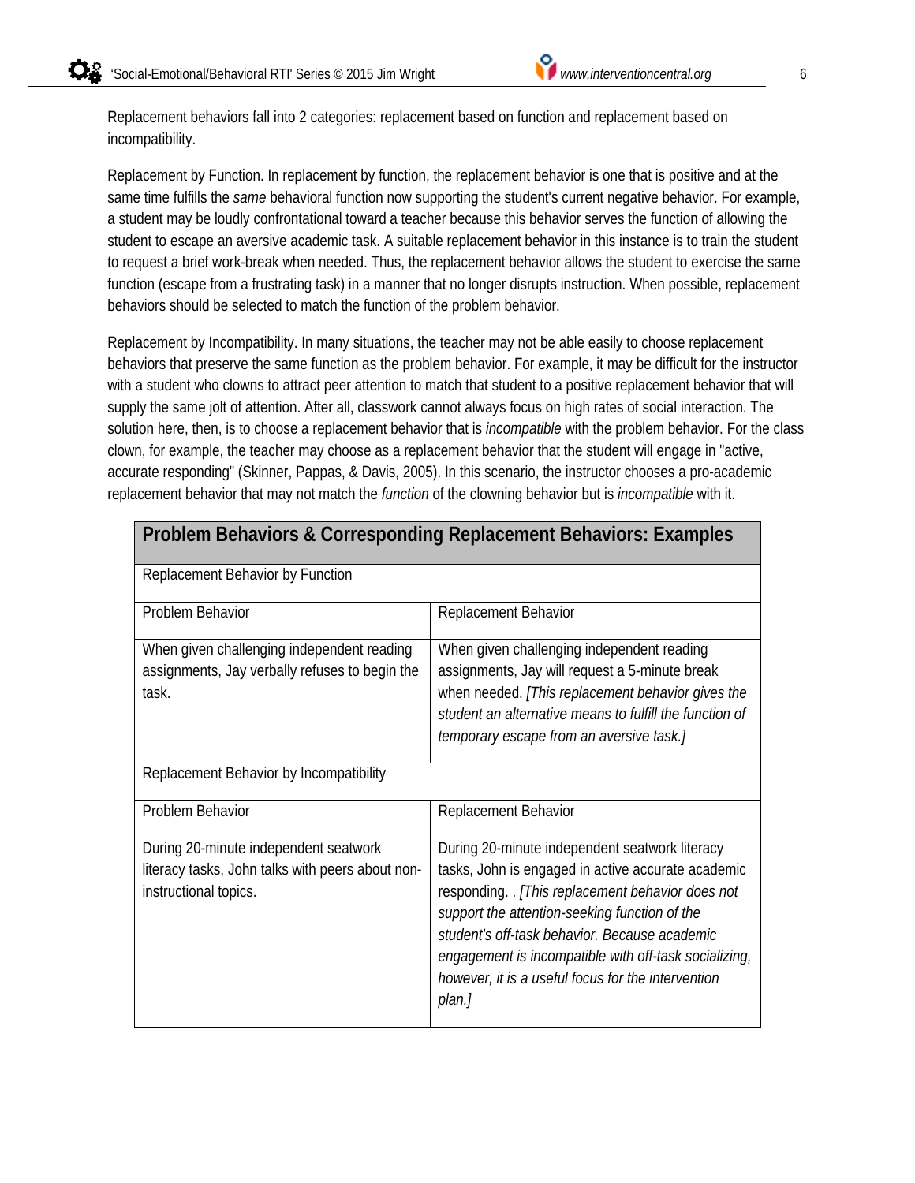Replacement behaviors fall into 2 categories: replacement based on function and replacement based on incompatibility.

Replacement by Function. In replacement by function, the replacement behavior is one that is positive and at the same time fulfills the *same* behavioral function now supporting the student's current negative behavior. For example, a student may be loudly confrontational toward a teacher because this behavior serves the function of allowing the student to escape an aversive academic task. A suitable replacement behavior in this instance is to train the student to request a brief work-break when needed. Thus, the replacement behavior allows the student to exercise the same function (escape from a frustrating task) in a manner that no longer disrupts instruction. When possible, replacement behaviors should be selected to match the function of the problem behavior.

Replacement by Incompatibility. In many situations, the teacher may not be able easily to choose replacement behaviors that preserve the same function as the problem behavior. For example, it may be difficult for the instructor with a student who clowns to attract peer attention to match that student to a positive replacement behavior that will supply the same jolt of attention. After all, classwork cannot always focus on high rates of social interaction. The solution here, then, is to choose a replacement behavior that is *incompatible* with the problem behavior. For the class clown, for example, the teacher may choose as a replacement behavior that the student will engage in "active, accurate responding" (Skinner, Pappas, & Davis, 2005). In this scenario, the instructor chooses a pro-academic replacement behavior that may not match the *function* of the clowning behavior but is *incompatible* with it.

| **Problem Behaviors & Corresponding Replacement Behaviors: Examples** | |
|---|---|
| Replacement Behavior by Function | |
| Problem Behavior | Replacement Behavior |
| When given challenging independent reading assignments, Jay verbally refuses to begin the task. | When given challenging independent reading assignments, Jay will request a 5-minute break when needed. *[This replacement behavior gives the student an alternative means to fulfill the function of temporary escape from an aversive task.]* |
| Replacement Behavior by Incompatibility | |
| Problem Behavior | Replacement Behavior |
| During 20-minute independent seatwork literacy tasks, John talks with peers about non-instructional topics. | During 20-minute independent seatwork literacy tasks, John is engaged in active accurate academic responding. . *[This replacement behavior does not support the attention-seeking function of the student's off-task behavior. Because academic engagement is incompatible with off-task socializing, however, it is a useful focus for the intervention plan.]* |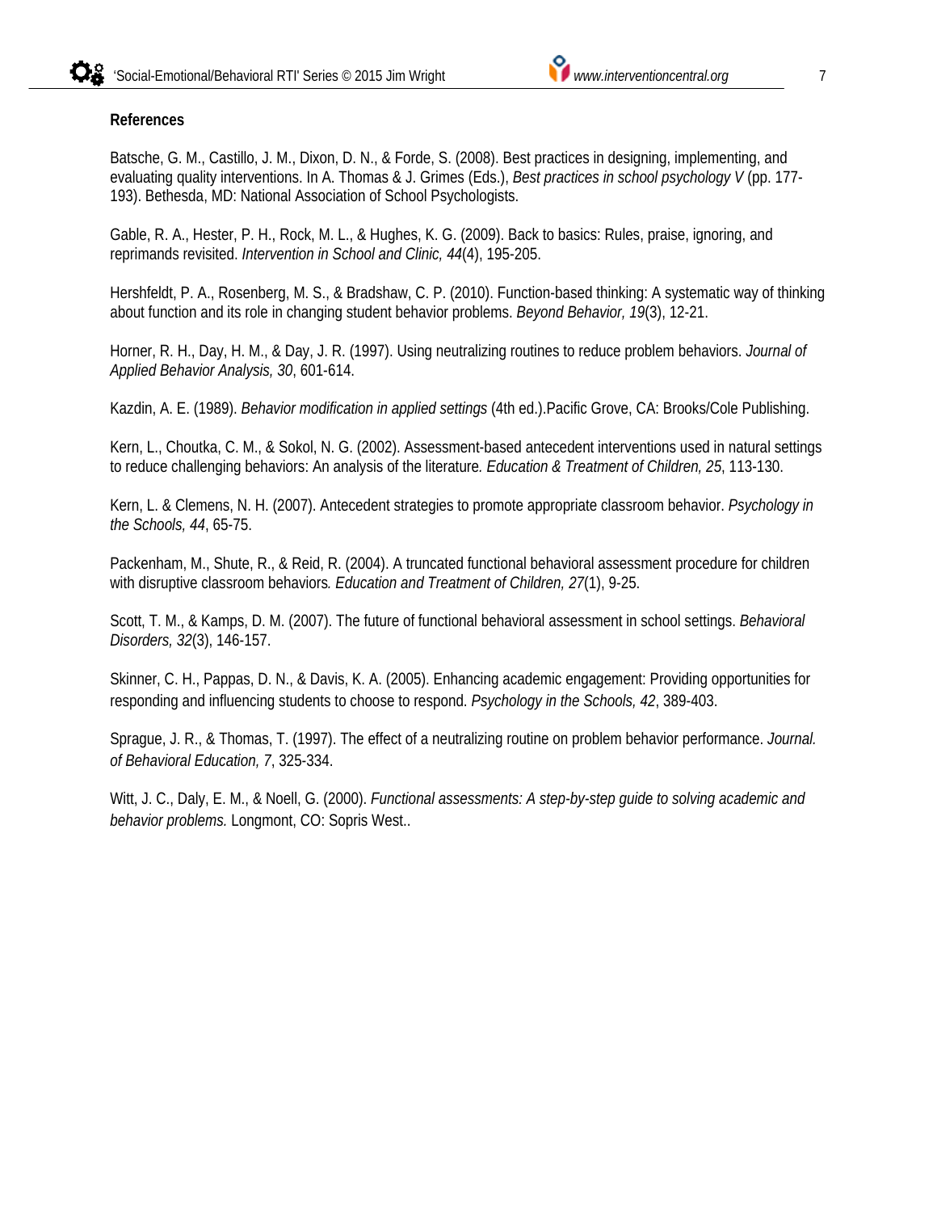**References**

Batsche, G. M., Castillo, J. M., Dixon, D. N., & Forde, S. (2008). Best practices in designing, implementing, and evaluating quality interventions. In A. Thomas & J. Grimes (Eds.), *Best practices in school psychology V* (pp. 177-193). Bethesda, MD: National Association of School Psychologists.

Gable, R. A., Hester, P. H., Rock, M. L., & Hughes, K. G. (2009). Back to basics: Rules, praise, ignoring, and reprimands revisited. *Intervention in School and Clinic, 44*(4), 195-205.

Hershfeldt, P. A., Rosenberg, M. S., & Bradshaw, C. P. (2010). Function-based thinking: A systematic way of thinking about function and its role in changing student behavior problems. *Beyond Behavior, 19*(3), 12-21.

Horner, R. H., Day, H. M., & Day, J. R. (1997). Using neutralizing routines to reduce problem behaviors. *Journal of Applied Behavior Analysis, 30*, 601-614.

Kazdin, A. E. (1989). *Behavior modification in applied settings* (4th ed.).Pacific Grove, CA: Brooks/Cole Publishing.

Kern, L., Choutka, C. M., & Sokol, N. G. (2002). Assessment-based antecedent interventions used in natural settings to reduce challenging behaviors: An analysis of the literature. *Education & Treatment of Children, 25*, 113-130.

Kern, L. & Clemens, N. H. (2007). Antecedent strategies to promote appropriate classroom behavior. *Psychology in the Schools, 44*, 65-75.

Packenham, M., Shute, R., & Reid, R. (2004). A truncated functional behavioral assessment procedure for children with disruptive classroom behaviors*. Education and Treatment of Children, 27*(1), 9-25.

Scott, T. M., & Kamps, D. M. (2007). The future of functional behavioral assessment in school settings. *Behavioral Disorders, 32*(3), 146-157.

Skinner, C. H., Pappas, D. N., & Davis, K. A. (2005). Enhancing academic engagement: Providing opportunities for responding and influencing students to choose to respond. *Psychology in the Schools, 42*, 389-403.

Sprague, J. R., & Thomas, T. (1997). The effect of a neutralizing routine on problem behavior performance. *Journal. of Behavioral Education, 7*, 325-334.

Witt, J. C., Daly, E. M., & Noell, G. (2000). *Functional assessments: A step-by-step guide to solving academic and behavior problems.* Longmont, CO: Sopris West..